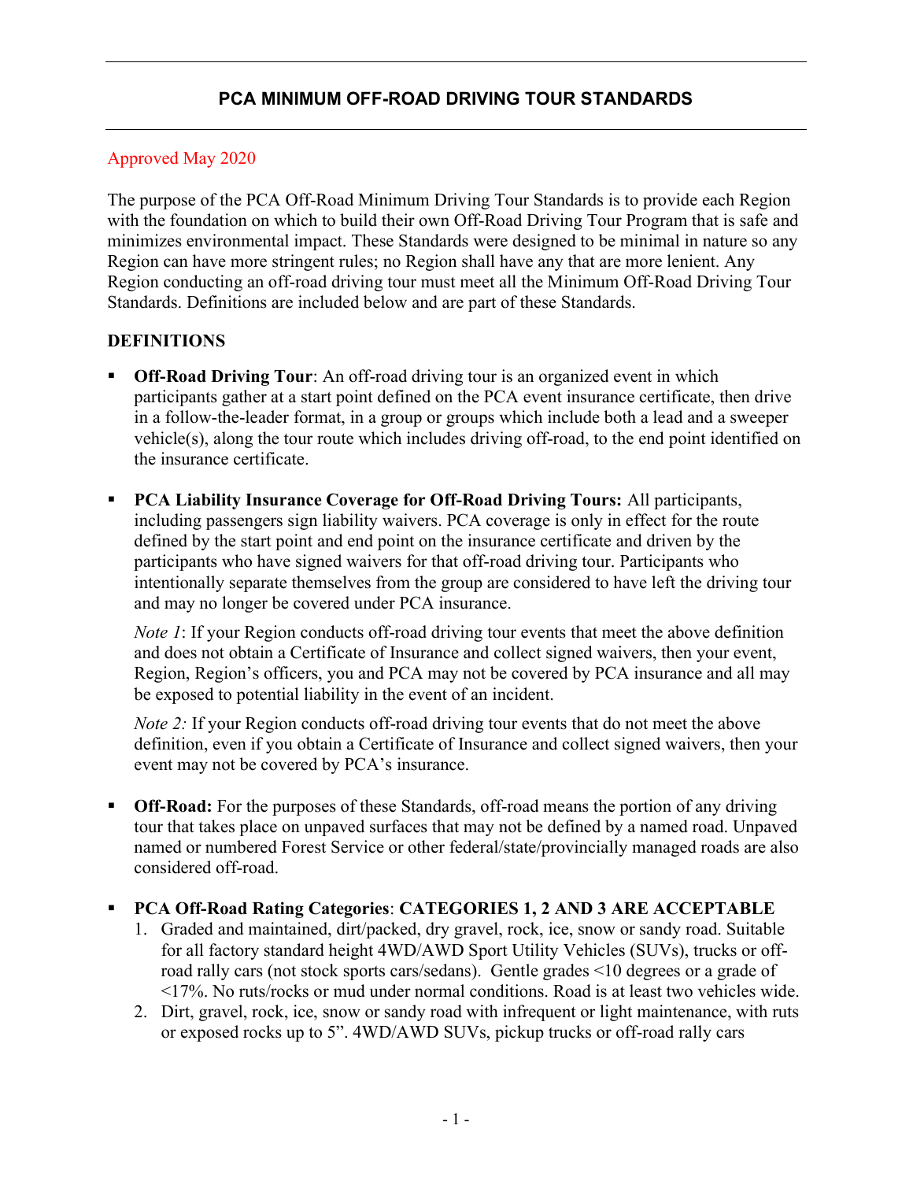# PCA MINIMUM OFF-ROAD DRIVING TOUR STANDARDS

Approved May 2020

The purpose of the PCA Off-Road Minimum Driving Tour Standards is to provide each Region with the foundation on which to build their own Off-Road Driving Tour Program that is safe and minimizes environmental impact. These Standards were designed to be minimal in nature so any Region can have more stringent rules; no Region shall have any that are more lenient. Any Region conducting an off-road driving tour must meet all the Minimum Off-Road Driving Tour Standards. Definitions are included below and are part of these Standards.

## DEFINITIONS

- **Off-Road Driving Tour**: An off-road driving tour is an organized event in which participants gather at a start point defined on the PCA event insurance certificate, then drive in a follow-the-leader format, in a group or groups which include both a lead and a sweeper vehicle(s), along the tour route which includes driving off-road, to the end point identified on the insurance certificate.

- **PCA Liability Insurance Coverage for Off-Road Driving Tours:** All participants, including passengers sign liability waivers. PCA coverage is only in effect for the route defined by the start point and end point on the insurance certificate and driven by the participants who have signed waivers for that off-road driving tour. Participants who intentionally separate themselves from the group are considered to have left the driving tour and may no longer be covered under PCA insurance.

  *Note 1*: If your Region conducts off-road driving tour events that meet the above definition and does not obtain a Certificate of Insurance and collect signed waivers, then your event, Region, Region's officers, you and PCA may not be covered by PCA insurance and all may be exposed to potential liability in the event of an incident.

  *Note 2:* If your Region conducts off-road driving tour events that do not meet the above definition, even if you obtain a Certificate of Insurance and collect signed waivers, then your event may not be covered by PCA's insurance.

- **Off-Road:** For the purposes of these Standards, off-road means the portion of any driving tour that takes place on unpaved surfaces that may not be defined by a named road. Unpaved named or numbered Forest Service or other federal/state/provincially managed roads are also considered off-road.

- **PCA Off-Road Rating Categories**: **CATEGORIES 1, 2 AND 3 ARE ACCEPTABLE**
  1. Graded and maintained, dirt/packed, dry gravel, rock, ice, snow or sandy road. Suitable for all factory standard height 4WD/AWD Sport Utility Vehicles (SUVs), trucks or off-road rally cars (not stock sports cars/sedans). Gentle grades <10 degrees or a grade of <17%. No ruts/rocks or mud under normal conditions. Road is at least two vehicles wide.
  2. Dirt, gravel, rock, ice, snow or sandy road with infrequent or light maintenance, with ruts or exposed rocks up to 5". 4WD/AWD SUVs, pickup trucks or off-road rally cars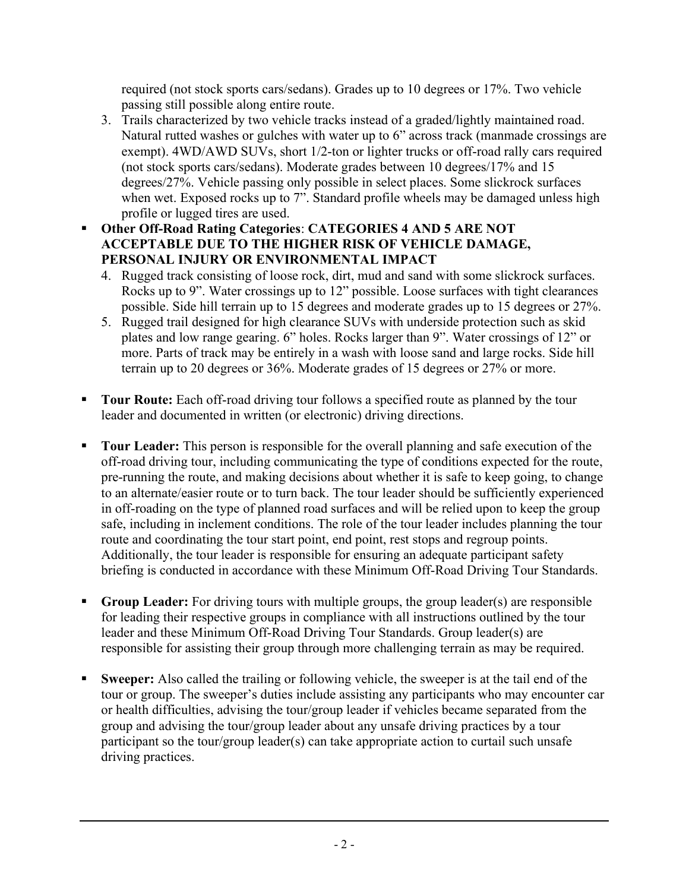required (not stock sports cars/sedans). Grades up to 10 degrees or 17%. Two vehicle passing still possible along entire route.

3. Trails characterized by two vehicle tracks instead of a graded/lightly maintained road. Natural rutted washes or gulches with water up to 6" across track (manmade crossings are exempt). 4WD/AWD SUVs, short 1/2-ton or lighter trucks or off-road rally cars required (not stock sports cars/sedans). Moderate grades between 10 degrees/17% and 15 degrees/27%. Vehicle passing only possible in select places. Some slickrock surfaces when wet. Exposed rocks up to 7". Standard profile wheels may be damaged unless high profile or lugged tires are used.

- **Other Off-Road Rating Categories**: **CATEGORIES 4 AND 5 ARE NOT ACCEPTABLE DUE TO THE HIGHER RISK OF VEHICLE DAMAGE, PERSONAL INJURY OR ENVIRONMENTAL IMPACT**

  4. Rugged track consisting of loose rock, dirt, mud and sand with some slickrock surfaces. Rocks up to 9". Water crossings up to 12" possible. Loose surfaces with tight clearances possible. Side hill terrain up to 15 degrees and moderate grades up to 15 degrees or 27%.
  5. Rugged trail designed for high clearance SUVs with underside protection such as skid plates and low range gearing. 6" holes. Rocks larger than 9". Water crossings of 12" or more. Parts of track may be entirely in a wash with loose sand and large rocks. Side hill terrain up to 20 degrees or 36%. Moderate grades of 15 degrees or 27% or more.

- **Tour Route:** Each off-road driving tour follows a specified route as planned by the tour leader and documented in written (or electronic) driving directions.

- **Tour Leader:** This person is responsible for the overall planning and safe execution of the off-road driving tour, including communicating the type of conditions expected for the route, pre-running the route, and making decisions about whether it is safe to keep going, to change to an alternate/easier route or to turn back. The tour leader should be sufficiently experienced in off-roading on the type of planned road surfaces and will be relied upon to keep the group safe, including in inclement conditions. The role of the tour leader includes planning the tour route and coordinating the tour start point, end point, rest stops and regroup points. Additionally, the tour leader is responsible for ensuring an adequate participant safety briefing is conducted in accordance with these Minimum Off-Road Driving Tour Standards.

- **Group Leader:** For driving tours with multiple groups, the group leader(s) are responsible for leading their respective groups in compliance with all instructions outlined by the tour leader and these Minimum Off-Road Driving Tour Standards. Group leader(s) are responsible for assisting their group through more challenging terrain as may be required.

- **Sweeper:** Also called the trailing or following vehicle, the sweeper is at the tail end of the tour or group. The sweeper's duties include assisting any participants who may encounter car or health difficulties, advising the tour/group leader if vehicles became separated from the group and advising the tour/group leader about any unsafe driving practices by a tour participant so the tour/group leader(s) can take appropriate action to curtail such unsafe driving practices.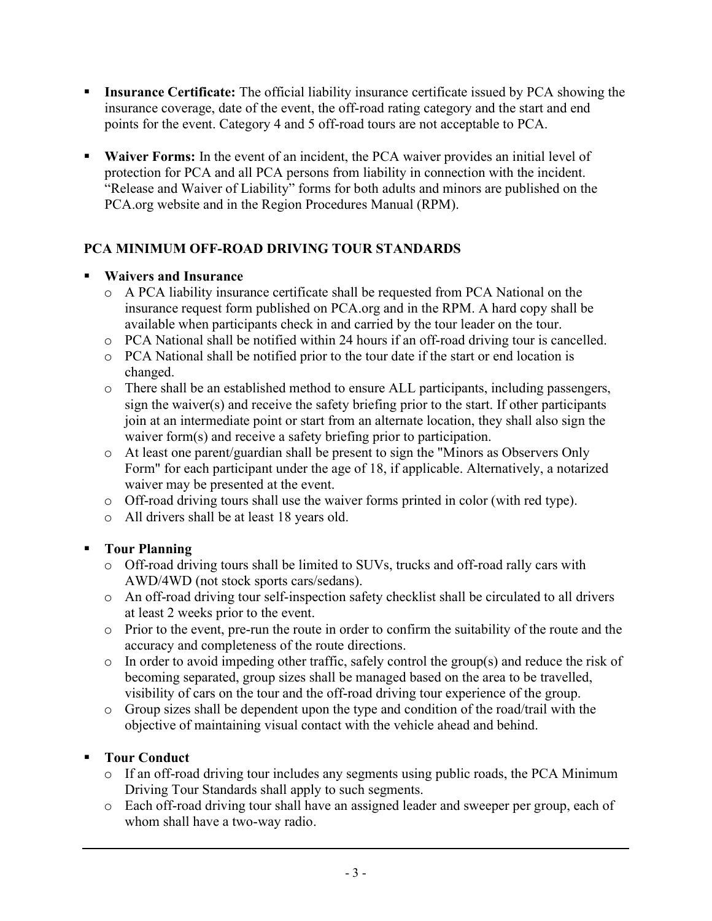- **Insurance Certificate:** The official liability insurance certificate issued by PCA showing the insurance coverage, date of the event, the off-road rating category and the start and end points for the event. Category 4 and 5 off-road tours are not acceptable to PCA.

- **Waiver Forms:** In the event of an incident, the PCA waiver provides an initial level of protection for PCA and all PCA persons from liability in connection with the incident. "Release and Waiver of Liability" forms for both adults and minors are published on the PCA.org website and in the Region Procedures Manual (RPM).

## PCA MINIMUM OFF-ROAD DRIVING TOUR STANDARDS

- **Waivers and Insurance**
  - A PCA liability insurance certificate shall be requested from PCA National on the insurance request form published on PCA.org and in the RPM. A hard copy shall be available when participants check in and carried by the tour leader on the tour.
  - PCA National shall be notified within 24 hours if an off-road driving tour is cancelled.
  - PCA National shall be notified prior to the tour date if the start or end location is changed.
  - There shall be an established method to ensure ALL participants, including passengers, sign the waiver(s) and receive the safety briefing prior to the start. If other participants join at an intermediate point or start from an alternate location, they shall also sign the waiver form(s) and receive a safety briefing prior to participation.
  - At least one parent/guardian shall be present to sign the "Minors as Observers Only Form" for each participant under the age of 18, if applicable. Alternatively, a notarized waiver may be presented at the event.
  - Off-road driving tours shall use the waiver forms printed in color (with red type).
  - All drivers shall be at least 18 years old.

- **Tour Planning**
  - Off-road driving tours shall be limited to SUVs, trucks and off-road rally cars with AWD/4WD (not stock sports cars/sedans).
  - An off-road driving tour self-inspection safety checklist shall be circulated to all drivers at least 2 weeks prior to the event.
  - Prior to the event, pre-run the route in order to confirm the suitability of the route and the accuracy and completeness of the route directions.
  - In order to avoid impeding other traffic, safely control the group(s) and reduce the risk of becoming separated, group sizes shall be managed based on the area to be travelled, visibility of cars on the tour and the off-road driving tour experience of the group.
  - Group sizes shall be dependent upon the type and condition of the road/trail with the objective of maintaining visual contact with the vehicle ahead and behind.

- **Tour Conduct**
  - If an off-road driving tour includes any segments using public roads, the PCA Minimum Driving Tour Standards shall apply to such segments.
  - Each off-road driving tour shall have an assigned leader and sweeper per group, each of whom shall have a two-way radio.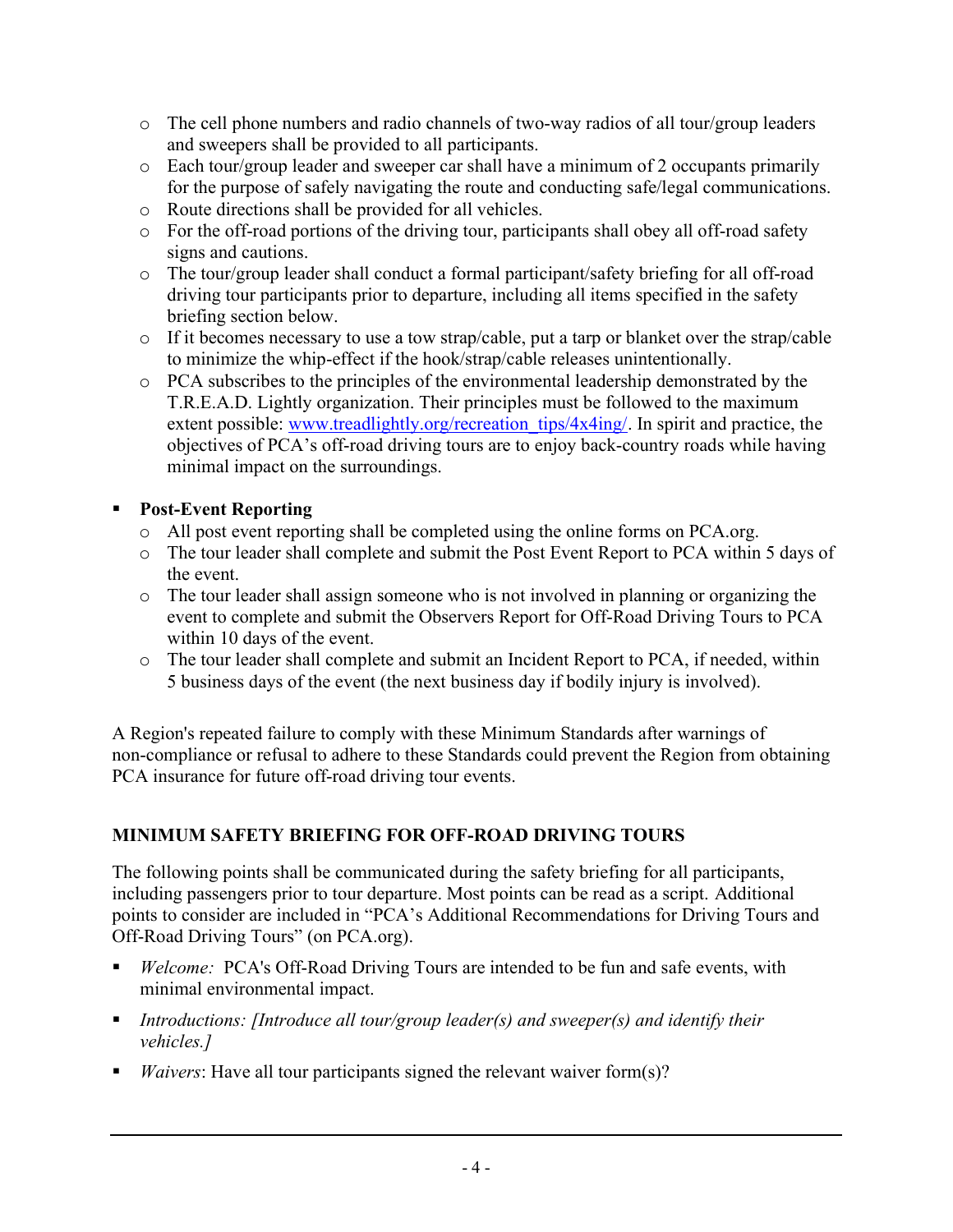- The cell phone numbers and radio channels of two-way radios of all tour/group leaders and sweepers shall be provided to all participants.
- Each tour/group leader and sweeper car shall have a minimum of 2 occupants primarily for the purpose of safely navigating the route and conducting safe/legal communications.
- Route directions shall be provided for all vehicles.
- For the off-road portions of the driving tour, participants shall obey all off-road safety signs and cautions.
- The tour/group leader shall conduct a formal participant/safety briefing for all off-road driving tour participants prior to departure, including all items specified in the safety briefing section below.
- If it becomes necessary to use a tow strap/cable, put a tarp or blanket over the strap/cable to minimize the whip-effect if the hook/strap/cable releases unintentionally.
- PCA subscribes to the principles of the environmental leadership demonstrated by the T.R.E.A.D. Lightly organization. Their principles must be followed to the maximum extent possible: [www.treadlightly.org/recreation_tips/4x4ing/](www.treadlightly.org/recreation_tips/4x4ing/). In spirit and practice, the objectives of PCA's off-road driving tours are to enjoy back-country roads while having minimal impact on the surroundings.

- **Post-Event Reporting**
  - All post event reporting shall be completed using the online forms on PCA.org.
  - The tour leader shall complete and submit the Post Event Report to PCA within 5 days of the event.
  - The tour leader shall assign someone who is not involved in planning or organizing the event to complete and submit the Observers Report for Off-Road Driving Tours to PCA within 10 days of the event.
  - The tour leader shall complete and submit an Incident Report to PCA, if needed, within 5 business days of the event (the next business day if bodily injury is involved).

A Region's repeated failure to comply with these Minimum Standards after warnings of non-compliance or refusal to adhere to these Standards could prevent the Region from obtaining PCA insurance for future off-road driving tour events.

## MINIMUM SAFETY BRIEFING FOR OFF-ROAD DRIVING TOURS

The following points shall be communicated during the safety briefing for all participants, including passengers prior to tour departure. Most points can be read as a script. Additional points to consider are included in "PCA's Additional Recommendations for Driving Tours and Off-Road Driving Tours" (on PCA.org).

- *Welcome:* PCA's Off-Road Driving Tours are intended to be fun and safe events, with minimal environmental impact.
- *Introductions: [Introduce all tour/group leader(s) and sweeper(s) and identify their vehicles.]*
- *Waivers*: Have all tour participants signed the relevant waiver form(s)?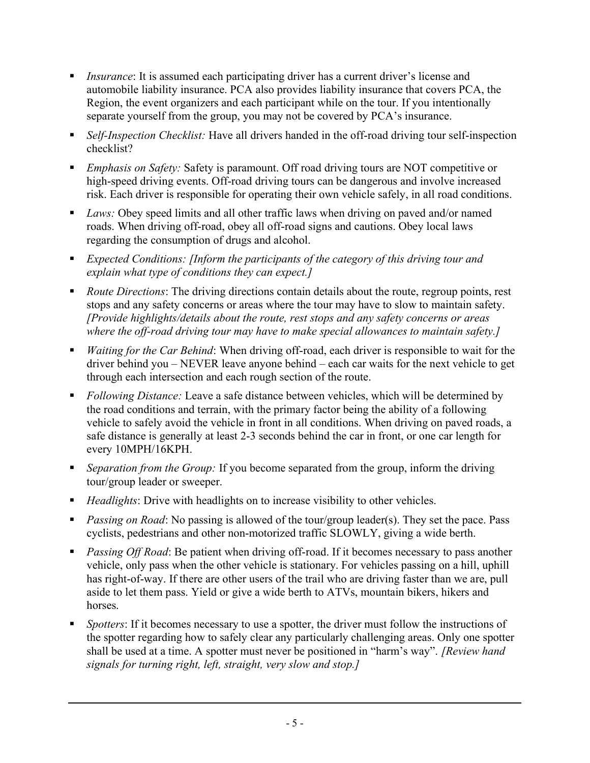- *Insurance*: It is assumed each participating driver has a current driver's license and automobile liability insurance. PCA also provides liability insurance that covers PCA, the Region, the event organizers and each participant while on the tour. If you intentionally separate yourself from the group, you may not be covered by PCA's insurance.
- *Self-Inspection Checklist:* Have all drivers handed in the off-road driving tour self-inspection checklist?
- *Emphasis on Safety:* Safety is paramount. Off road driving tours are NOT competitive or high-speed driving events. Off-road driving tours can be dangerous and involve increased risk. Each driver is responsible for operating their own vehicle safely, in all road conditions.
- *Laws:* Obey speed limits and all other traffic laws when driving on paved and/or named roads. When driving off-road, obey all off-road signs and cautions. Obey local laws regarding the consumption of drugs and alcohol.
- *Expected Conditions: [Inform the participants of the category of this driving tour and explain what type of conditions they can expect.]*
- *Route Directions*: The driving directions contain details about the route, regroup points, rest stops and any safety concerns or areas where the tour may have to slow to maintain safety. *[Provide highlights/details about the route, rest stops and any safety concerns or areas where the off-road driving tour may have to make special allowances to maintain safety.]*
- *Waiting for the Car Behind*: When driving off-road, each driver is responsible to wait for the driver behind you – NEVER leave anyone behind – each car waits for the next vehicle to get through each intersection and each rough section of the route.
- *Following Distance:* Leave a safe distance between vehicles, which will be determined by the road conditions and terrain, with the primary factor being the ability of a following vehicle to safely avoid the vehicle in front in all conditions. When driving on paved roads, a safe distance is generally at least 2-3 seconds behind the car in front, or one car length for every 10MPH/16KPH.
- *Separation from the Group:* If you become separated from the group, inform the driving tour/group leader or sweeper.
- *Headlights*: Drive with headlights on to increase visibility to other vehicles.
- *Passing on Road*: No passing is allowed of the tour/group leader(s). They set the pace. Pass cyclists, pedestrians and other non-motorized traffic SLOWLY, giving a wide berth.
- *Passing Off Road*: Be patient when driving off-road. If it becomes necessary to pass another vehicle, only pass when the other vehicle is stationary. For vehicles passing on a hill, uphill has right-of-way. If there are other users of the trail who are driving faster than we are, pull aside to let them pass. Yield or give a wide berth to ATVs, mountain bikers, hikers and horses.
- *Spotters*: If it becomes necessary to use a spotter, the driver must follow the instructions of the spotter regarding how to safely clear any particularly challenging areas. Only one spotter shall be used at a time. A spotter must never be positioned in "harm's way". *[Review hand signals for turning right, left, straight, very slow and stop.]*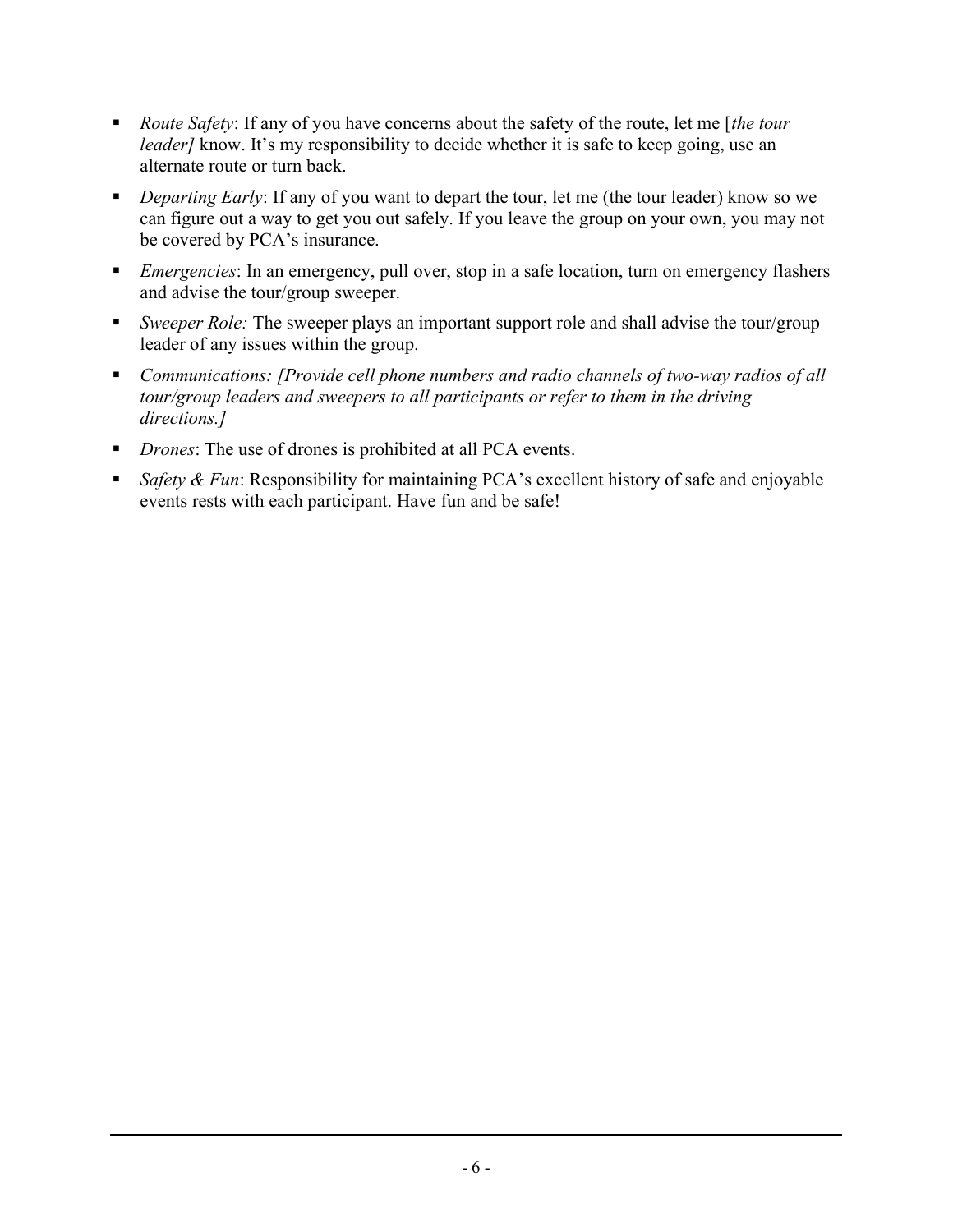- *Route Safety*: If any of you have concerns about the safety of the route, let me [*the tour leader]* know. It's my responsibility to decide whether it is safe to keep going, use an alternate route or turn back.
- *Departing Early*: If any of you want to depart the tour, let me (the tour leader) know so we can figure out a way to get you out safely. If you leave the group on your own, you may not be covered by PCA's insurance.
- *Emergencies*: In an emergency, pull over, stop in a safe location, turn on emergency flashers and advise the tour/group sweeper.
- *Sweeper Role:* The sweeper plays an important support role and shall advise the tour/group leader of any issues within the group.
- *Communications: [Provide cell phone numbers and radio channels of two-way radios of all tour/group leaders and sweepers to all participants or refer to them in the driving directions.]*
- *Drones*: The use of drones is prohibited at all PCA events.
- *Safety & Fun*: Responsibility for maintaining PCA's excellent history of safe and enjoyable events rests with each participant. Have fun and be safe!